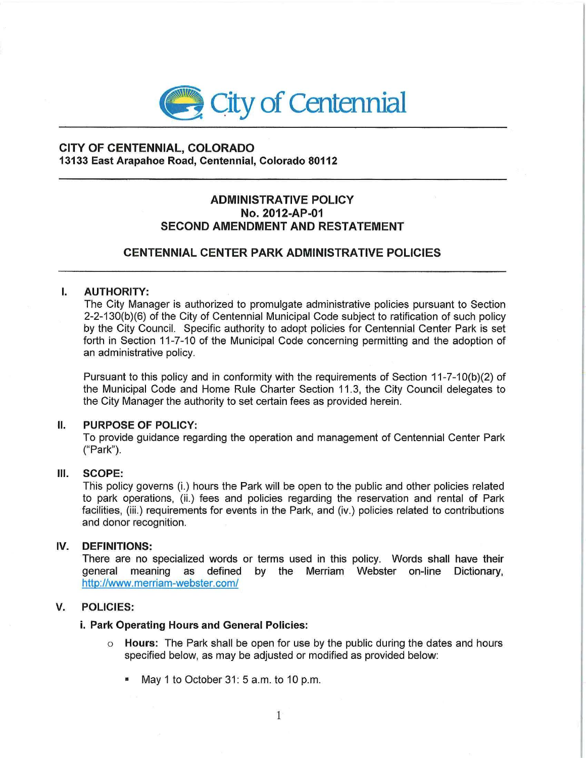City of Centennial

**CITY OF CENTENNIAL, COLORADO**
**13133 East Arapahoe Road, Centennial, Colorado 80112**

# ADMINISTRATIVE POLICY
# No. 2012-AP-01
# SECOND AMENDMENT AND RESTATEMENT

## CENTENNIAL CENTER PARK ADMINISTRATIVE POLICIES

### I. AUTHORITY:

The City Manager is authorized to promulgate administrative policies pursuant to Section 2-2-130(b)(6) of the City of Centennial Municipal Code subject to ratification of such policy by the City Council. Specific authority to adopt policies for Centennial Center Park is set forth in Section 11-7-10 of the Municipal Code concerning permitting and the adoption of an administrative policy.

Pursuant to this policy and in conformity with the requirements of Section 11-7-10(b)(2) of the Municipal Code and Home Rule Charter Section 11.3, the City Council delegates to the City Manager the authority to set certain fees as provided herein.

### II. PURPOSE OF POLICY:

To provide guidance regarding the operation and management of Centennial Center Park ("Park").

### III. SCOPE:

This policy governs (i.) hours the Park will be open to the public and other policies related to park operations, (ii.) fees and policies regarding the reservation and rental of Park facilities, (iii.) requirements for events in the Park, and (iv.) policies related to contributions and donor recognition.

### IV. DEFINITIONS:

There are no specialized words or terms used in this policy. Words shall have their general meaning as defined by the Merriam Webster on-line Dictionary, http://www.merriam-webster.com/

### V. POLICIES:

**i. Park Operating Hours and General Policies:**

- **Hours:** The Park shall be open for use by the public during the dates and hours specified below, as may be adjusted or modified as provided below:
  - May 1 to October 31: 5 a.m. to 10 p.m.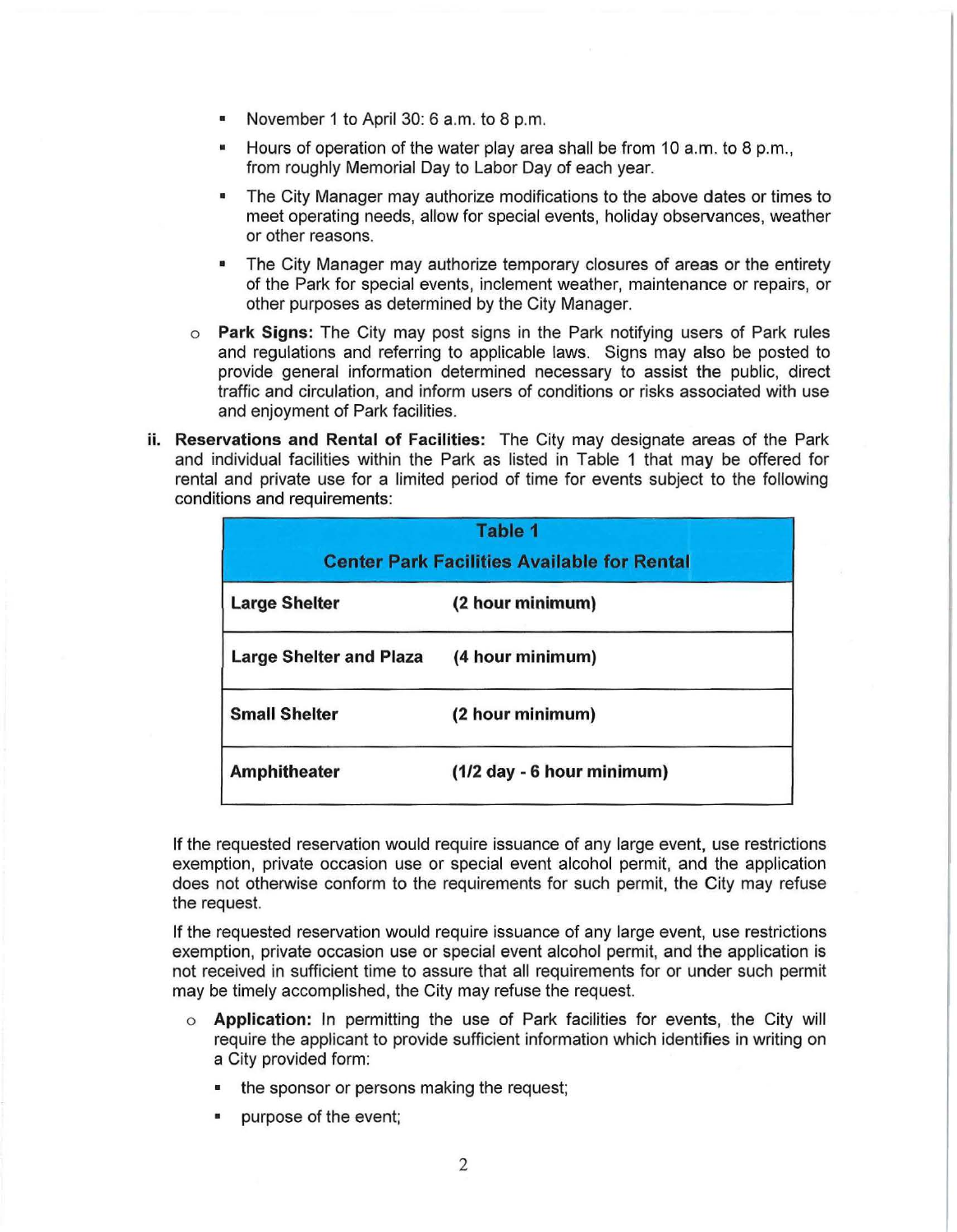- November 1 to April 30: 6 a.m. to 8 p.m.
- Hours of operation of the water play area shall be from 10 a.m. to 8 p.m., from roughly Memorial Day to Labor Day of each year.
- The City Manager may authorize modifications to the above dates or times to meet operating needs, allow for special events, holiday observances, weather or other reasons.
- The City Manager may authorize temporary closures of areas or the entirety of the Park for special events, inclement weather, maintenance or repairs, or other purposes as determined by the City Manager.

- **Park Signs:** The City may post signs in the Park notifying users of Park rules and regulations and referring to applicable laws. Signs may also be posted to provide general information determined necessary to assist the public, direct traffic and circulation, and inform users of conditions or risks associated with use and enjoyment of Park facilities.

**ii. Reservations and Rental of Facilities:** The City may designate areas of the Park and individual facilities within the Park as listed in Table 1 that may be offered for rental and private use for a limited period of time for events subject to the following conditions and requirements:

| Table 1<br>Center Park Facilities Available for Rental | |
|---|---|
| **Large Shelter** | **(2 hour minimum)** |
| **Large Shelter and Plaza** | **(4 hour minimum)** |
| **Small Shelter** | **(2 hour minimum)** |
| **Amphitheater** | **(1/2 day - 6 hour minimum)** |

If the requested reservation would require issuance of any large event, use restrictions exemption, private occasion use or special event alcohol permit, and the application does not otherwise conform to the requirements for such permit, the City may refuse the request.

If the requested reservation would require issuance of any large event, use restrictions exemption, private occasion use or special event alcohol permit, and the application is not received in sufficient time to assure that all requirements for or under such permit may be timely accomplished, the City may refuse the request.

- **Application:** In permitting the use of Park facilities for events, the City will require the applicant to provide sufficient information which identifies in writing on a City provided form:
  - the sponsor or persons making the request;
  - purpose of the event;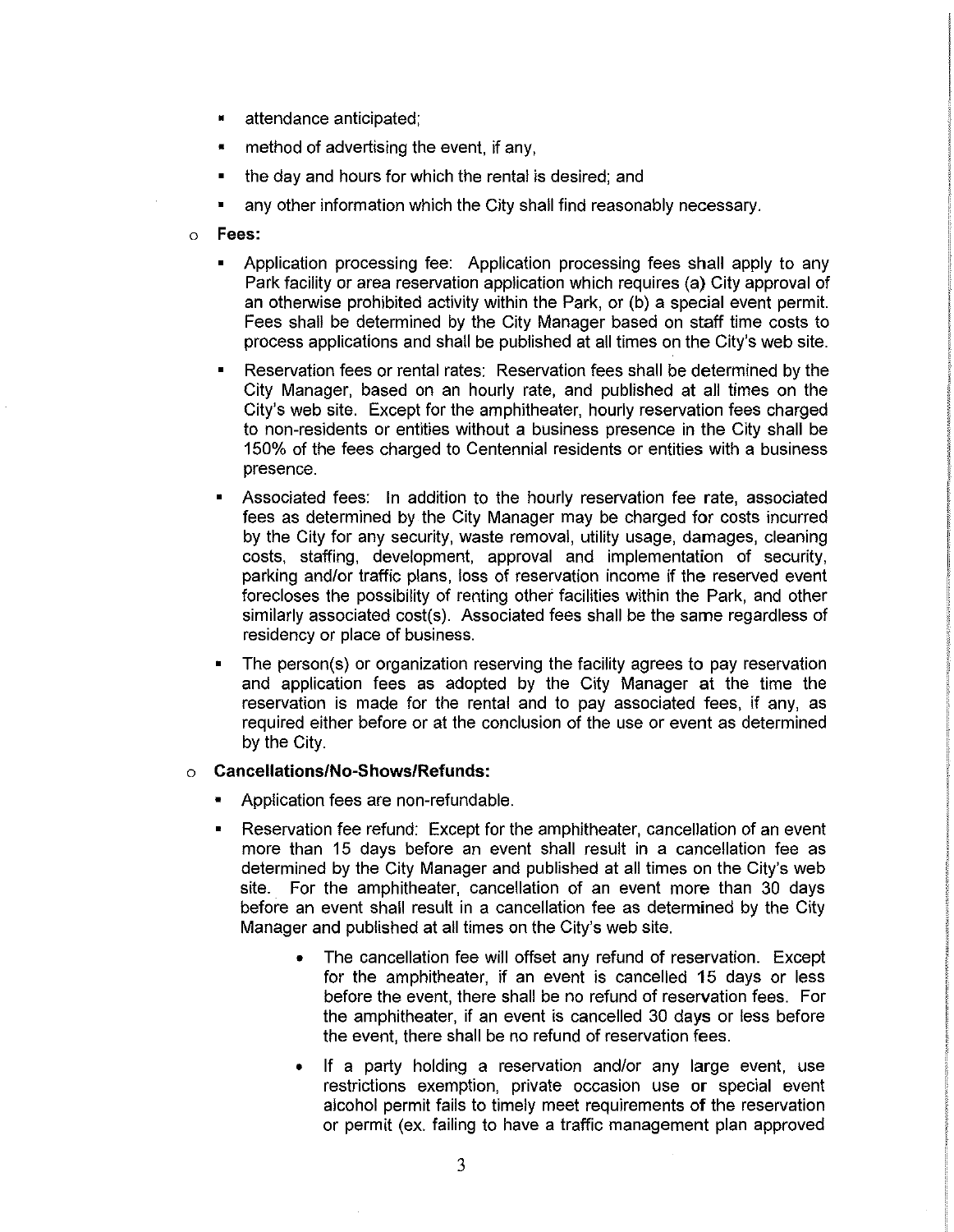- attendance anticipated;
- method of advertising the event, if any,
- the day and hours for which the rental is desired; and
- any other information which the City shall find reasonably necessary.

- **Fees:**
  - Application processing fee: Application processing fees shall apply to any Park facility or area reservation application which requires (a) City approval of an otherwise prohibited activity within the Park, or (b) a special event permit. Fees shall be determined by the City Manager based on staff time costs to process applications and shall be published at all times on the City's web site.
  - Reservation fees or rental rates: Reservation fees shall be determined by the City Manager, based on an hourly rate, and published at all times on the City's web site. Except for the amphitheater, hourly reservation fees charged to non-residents or entities without a business presence in the City shall be 150% of the fees charged to Centennial residents or entities with a business presence.
  - Associated fees: In addition to the hourly reservation fee rate, associated fees as determined by the City Manager may be charged for costs incurred by the City for any security, waste removal, utility usage, damages, cleaning costs, staffing, development, approval and implementation of security, parking and/or traffic plans, loss of reservation income if the reserved event forecloses the possibility of renting other facilities within the Park, and other similarly associated cost(s). Associated fees shall be the same regardless of residency or place of business.
  - The person(s) or organization reserving the facility agrees to pay reservation and application fees as adopted by the City Manager at the time the reservation is made for the rental and to pay associated fees, if any, as required either before or at the conclusion of the use or event as determined by the City.

- **Cancellations/No-Shows/Refunds:**
  - Application fees are non-refundable.
  - Reservation fee refund: Except for the amphitheater, cancellation of an event more than 15 days before an event shall result in a cancellation fee as determined by the City Manager and published at all times on the City's web site. For the amphitheater, cancellation of an event more than 30 days before an event shall result in a cancellation fee as determined by the City Manager and published at all times on the City's web site.
    - The cancellation fee will offset any refund of reservation. Except for the amphitheater, if an event is cancelled 15 days or less before the event, there shall be no refund of reservation fees. For the amphitheater, if an event is cancelled 30 days or less before the event, there shall be no refund of reservation fees.
    - If a party holding a reservation and/or any large event, use restrictions exemption, private occasion use or special event alcohol permit fails to timely meet requirements of the reservation or permit (ex. failing to have a traffic management plan approved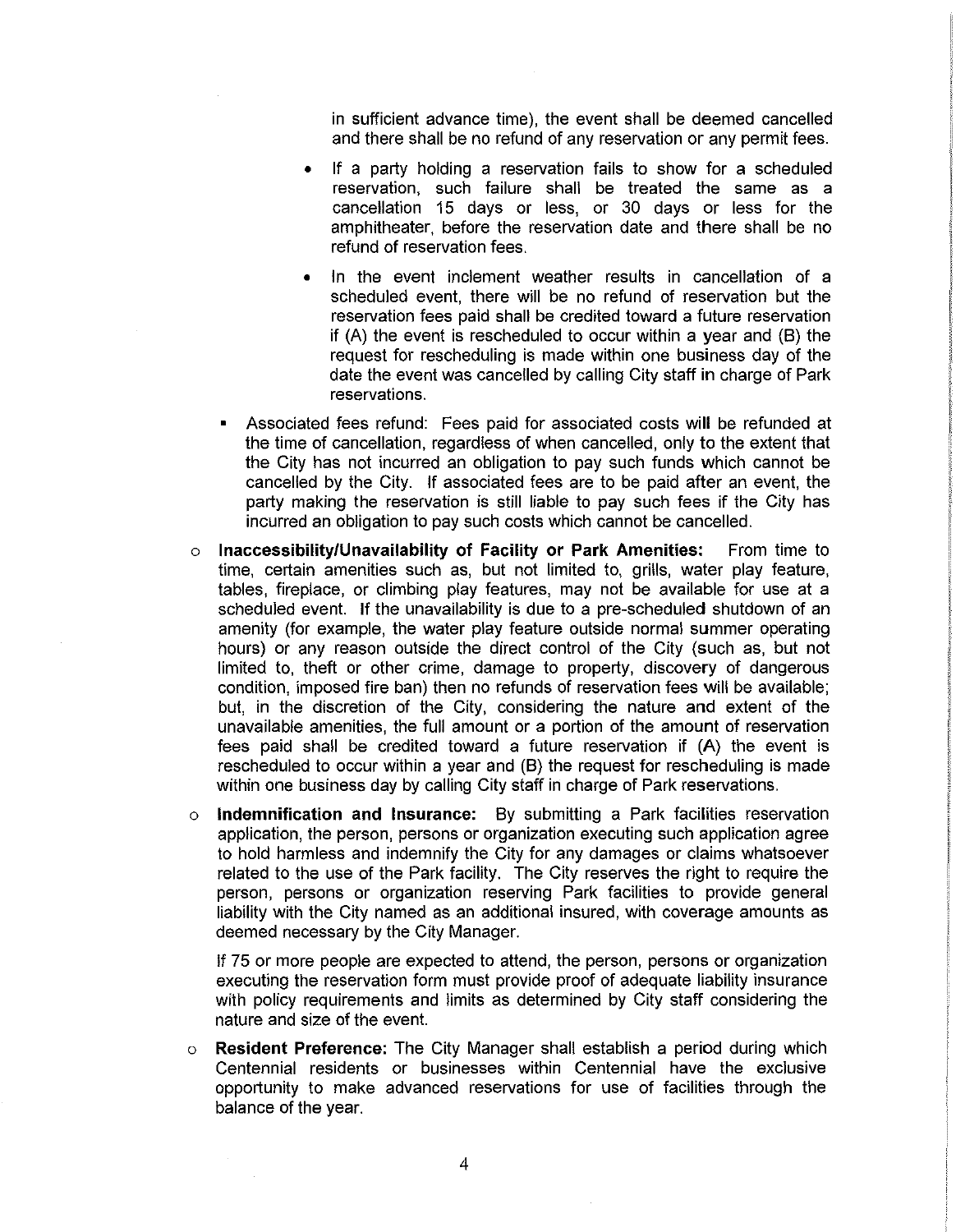in sufficient advance time), the event shall be deemed cancelled and there shall be no refund of any reservation or any permit fees.

      - If a party holding a reservation fails to show for a scheduled reservation, such failure shall be treated the same as a cancellation 15 days or less, or 30 days or less for the amphitheater, before the reservation date and there shall be no refund of reservation fees.
      - In the event inclement weather results in cancellation of a scheduled event, there will be no refund of reservation but the reservation fees paid shall be credited toward a future reservation if (A) the event is rescheduled to occur within a year and (B) the request for rescheduling is made within one business day of the date the event was cancelled by calling City staff in charge of Park reservations.

    - Associated fees refund: Fees paid for associated costs will be refunded at the time of cancellation, regardless of when cancelled, only to the extent that the City has not incurred an obligation to pay such funds which cannot be cancelled by the City. If associated fees are to be paid after an event, the party making the reservation is still liable to pay such fees if the City has incurred an obligation to pay such costs which cannot be cancelled.

- **Inaccessibility/Unavailability of Facility or Park Amenities:** From time to time, certain amenities such as, but not limited to, grills, water play feature, tables, fireplace, or climbing play features, may not be available for use at a scheduled event. If the unavailability is due to a pre-scheduled shutdown of an amenity (for example, the water play feature outside normal summer operating hours) or any reason outside the direct control of the City (such as, but not limited to, theft or other crime, damage to property, discovery of dangerous condition, imposed fire ban) then no refunds of reservation fees will be available; but, in the discretion of the City, considering the nature and extent of the unavailable amenities, the full amount or a portion of the amount of reservation fees paid shall be credited toward a future reservation if (A) the event is rescheduled to occur within a year and (B) the request for rescheduling is made within one business day by calling City staff in charge of Park reservations.

- **Indemnification and Insurance:** By submitting a Park facilities reservation application, the person, persons or organization executing such application agree to hold harmless and indemnify the City for any damages or claims whatsoever related to the use of the Park facility. The City reserves the right to require the person, persons or organization reserving Park facilities to provide general liability with the City named as an additional insured, with coverage amounts as deemed necessary by the City Manager.

  If 75 or more people are expected to attend, the person, persons or organization executing the reservation form must provide proof of adequate liability insurance with policy requirements and limits as determined by City staff considering the nature and size of the event.

- **Resident Preference:** The City Manager shall establish a period during which Centennial residents or businesses within Centennial have the exclusive opportunity to make advanced reservations for use of facilities through the balance of the year.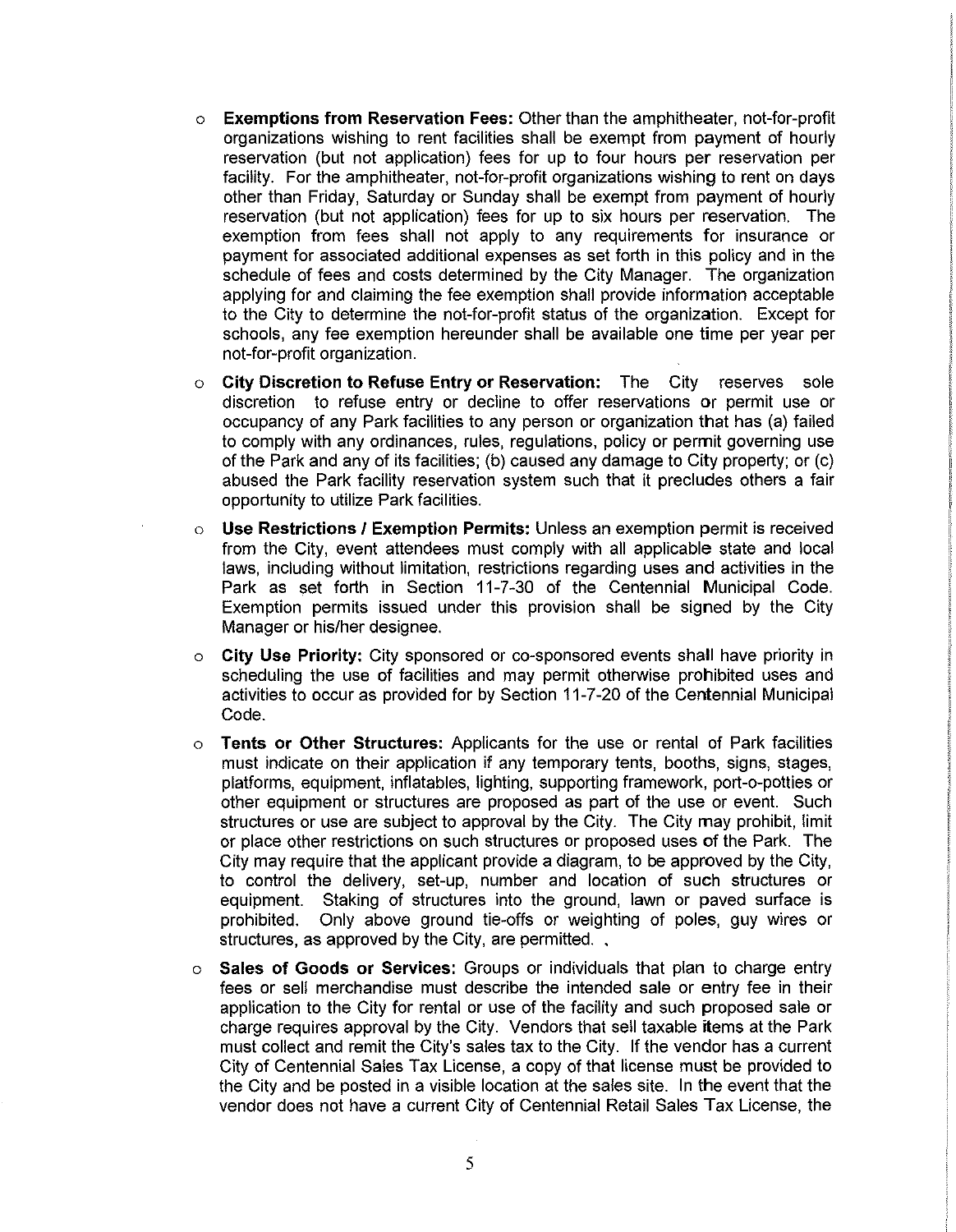- **Exemptions from Reservation Fees:** Other than the amphitheater, not-for-profit organizations wishing to rent facilities shall be exempt from payment of hourly reservation (but not application) fees for up to four hours per reservation per facility. For the amphitheater, not-for-profit organizations wishing to rent on days other than Friday, Saturday or Sunday shall be exempt from payment of hourly reservation (but not application) fees for up to six hours per reservation. The exemption from fees shall not apply to any requirements for insurance or payment for associated additional expenses as set forth in this policy and in the schedule of fees and costs determined by the City Manager. The organization applying for and claiming the fee exemption shall provide information acceptable to the City to determine the not-for-profit status of the organization. Except for schools, any fee exemption hereunder shall be available one time per year per not-for-profit organization.

- **City Discretion to Refuse Entry or Reservation:** The City reserves sole discretion to refuse entry or decline to offer reservations or permit use or occupancy of any Park facilities to any person or organization that has (a) failed to comply with any ordinances, rules, regulations, policy or permit governing use of the Park and any of its facilities; (b) caused any damage to City property; or (c) abused the Park facility reservation system such that it precludes others a fair opportunity to utilize Park facilities.

- **Use Restrictions / Exemption Permits:** Unless an exemption permit is received from the City, event attendees must comply with all applicable state and local laws, including without limitation, restrictions regarding uses and activities in the Park as set forth in Section 11-7-30 of the Centennial Municipal Code. Exemption permits issued under this provision shall be signed by the City Manager or his/her designee.

- **City Use Priority:** City sponsored or co-sponsored events shall have priority in scheduling the use of facilities and may permit otherwise prohibited uses and activities to occur as provided for by Section 11-7-20 of the Centennial Municipal Code.

- **Tents or Other Structures:** Applicants for the use or rental of Park facilities must indicate on their application if any temporary tents, booths, signs, stages, platforms, equipment, inflatables, lighting, supporting framework, port-o-potties or other equipment or structures are proposed as part of the use or event. Such structures or use are subject to approval by the City. The City may prohibit, limit or place other restrictions on such structures or proposed uses of the Park. The City may require that the applicant provide a diagram, to be approved by the City, to control the delivery, set-up, number and location of such structures or equipment. Staking of structures into the ground, lawn or paved surface is prohibited. Only above ground tie-offs or weighting of poles, guy wires or structures, as approved by the City, are permitted.

- **Sales of Goods or Services:** Groups or individuals that plan to charge entry fees or sell merchandise must describe the intended sale or entry fee in their application to the City for rental or use of the facility and such proposed sale or charge requires approval by the City. Vendors that sell taxable items at the Park must collect and remit the City's sales tax to the City. If the vendor has a current City of Centennial Sales Tax License, a copy of that license must be provided to the City and be posted in a visible location at the sales site. In the event that the vendor does not have a current City of Centennial Retail Sales Tax License, the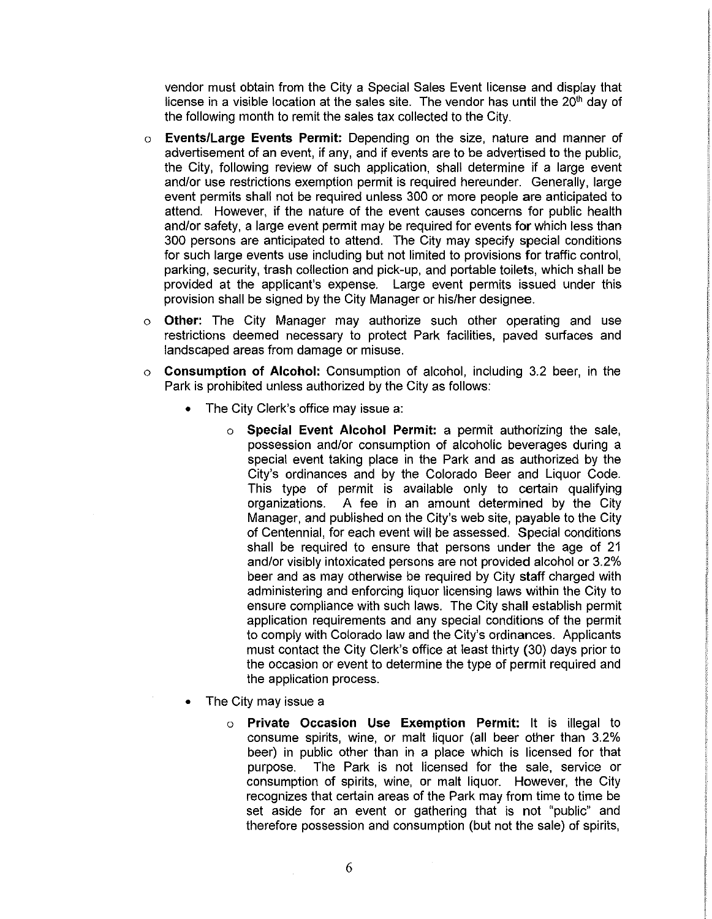vendor must obtain from the City a Special Sales Event license and display that license in a visible location at the sales site. The vendor has until the 20th day of the following month to remit the sales tax collected to the City.

- **Events/Large Events Permit:** Depending on the size, nature and manner of advertisement of an event, if any, and if events are to be advertised to the public, the City, following review of such application, shall determine if a large event and/or use restrictions exemption permit is required hereunder. Generally, large event permits shall not be required unless 300 or more people are anticipated to attend. However, if the nature of the event causes concerns for public health and/or safety, a large event permit may be required for events for which less than 300 persons are anticipated to attend. The City may specify special conditions for such large events use including but not limited to provisions for traffic control, parking, security, trash collection and pick-up, and portable toilets, which shall be provided at the applicant's expense. Large event permits issued under this provision shall be signed by the City Manager or his/her designee.

- **Other:** The City Manager may authorize such other operating and use restrictions deemed necessary to protect Park facilities, paved surfaces and landscaped areas from damage or misuse.

- **Consumption of Alcohol:** Consumption of alcohol, including 3.2 beer, in the Park is prohibited unless authorized by the City as follows:

  - The City Clerk's office may issue a:

    - **Special Event Alcohol Permit:** a permit authorizing the sale, possession and/or consumption of alcoholic beverages during a special event taking place in the Park and as authorized by the City's ordinances and by the Colorado Beer and Liquor Code. This type of permit is available only to certain qualifying organizations. A fee in an amount determined by the City Manager, and published on the City's web site, payable to the City of Centennial, for each event will be assessed. Special conditions shall be required to ensure that persons under the age of 21 and/or visibly intoxicated persons are not provided alcohol or 3.2% beer and as may otherwise be required by City staff charged with administering and enforcing liquor licensing laws within the City to ensure compliance with such laws. The City shall establish permit application requirements and any special conditions of the permit to comply with Colorado law and the City's ordinances. Applicants must contact the City Clerk's office at least thirty (30) days prior to the occasion or event to determine the type of permit required and the application process.

  - The City may issue a

    - **Private Occasion Use Exemption Permit:** It is illegal to consume spirits, wine, or malt liquor (all beer other than 3.2% beer) in public other than in a place which is licensed for that purpose. The Park is not licensed for the sale, service or consumption of spirits, wine, or malt liquor. However, the City recognizes that certain areas of the Park may from time to time be set aside for an event or gathering that is not "public" and therefore possession and consumption (but not the sale) of spirits,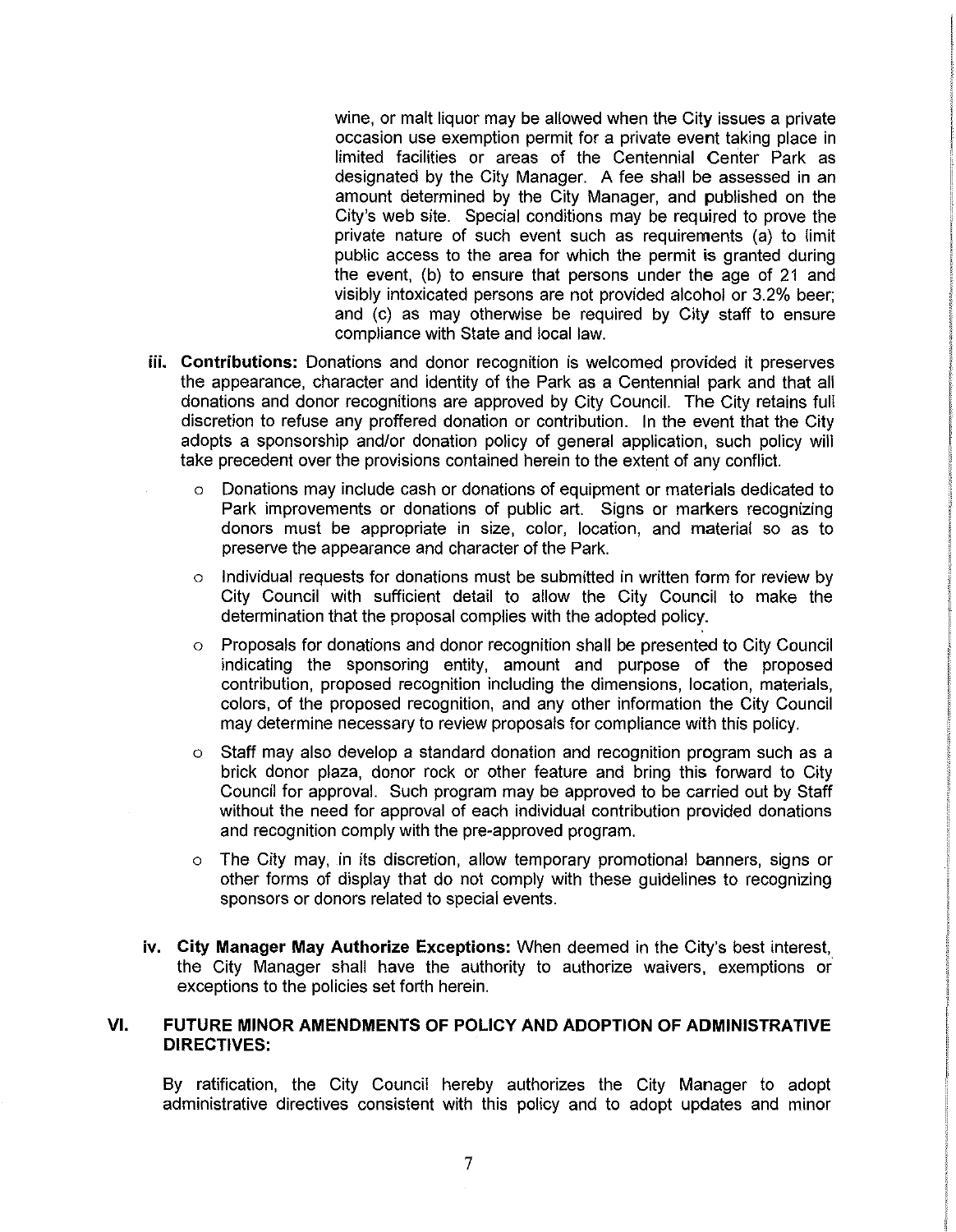wine, or malt liquor may be allowed when the City issues a private occasion use exemption permit for a private event taking place in limited facilities or areas of the Centennial Center Park as designated by the City Manager. A fee shall be assessed in an amount determined by the City Manager, and published on the City's web site. Special conditions may be required to prove the private nature of such event such as requirements (a) to limit public access to the area for which the permit is granted during the event, (b) to ensure that persons under the age of 21 and visibly intoxicated persons are not provided alcohol or 3.2% beer; and (c) as may otherwise be required by City staff to ensure compliance with State and local law.

iii. **Contributions:** Donations and donor recognition is welcomed provided it preserves the appearance, character and identity of the Park as a Centennial park and that all donations and donor recognitions are approved by City Council. The City retains full discretion to refuse any proffered donation or contribution. In the event that the City adopts a sponsorship and/or donation policy of general application, such policy will take precedent over the provisions contained herein to the extent of any conflict.

- Donations may include cash or donations of equipment or materials dedicated to Park improvements or donations of public art. Signs or markers recognizing donors must be appropriate in size, color, location, and material so as to preserve the appearance and character of the Park.
- Individual requests for donations must be submitted in written form for review by City Council with sufficient detail to allow the City Council to make the determination that the proposal complies with the adopted policy.
- Proposals for donations and donor recognition shall be presented to City Council indicating the sponsoring entity, amount and purpose of the proposed contribution, proposed recognition including the dimensions, location, materials, colors, of the proposed recognition, and any other information the City Council may determine necessary to review proposals for compliance with this policy.
- Staff may also develop a standard donation and recognition program such as a brick donor plaza, donor rock or other feature and bring this forward to City Council for approval. Such program may be approved to be carried out by Staff without the need for approval of each individual contribution provided donations and recognition comply with the pre-approved program.
- The City may, in its discretion, allow temporary promotional banners, signs or other forms of display that do not comply with these guidelines to recognizing sponsors or donors related to special events.

iv. **City Manager May Authorize Exceptions:** When deemed in the City's best interest, the City Manager shall have the authority to authorize waivers, exemptions or exceptions to the policies set forth herein.

## VI. FUTURE MINOR AMENDMENTS OF POLICY AND ADOPTION OF ADMINISTRATIVE DIRECTIVES:

By ratification, the City Council hereby authorizes the City Manager to adopt administrative directives consistent with this policy and to adopt updates and minor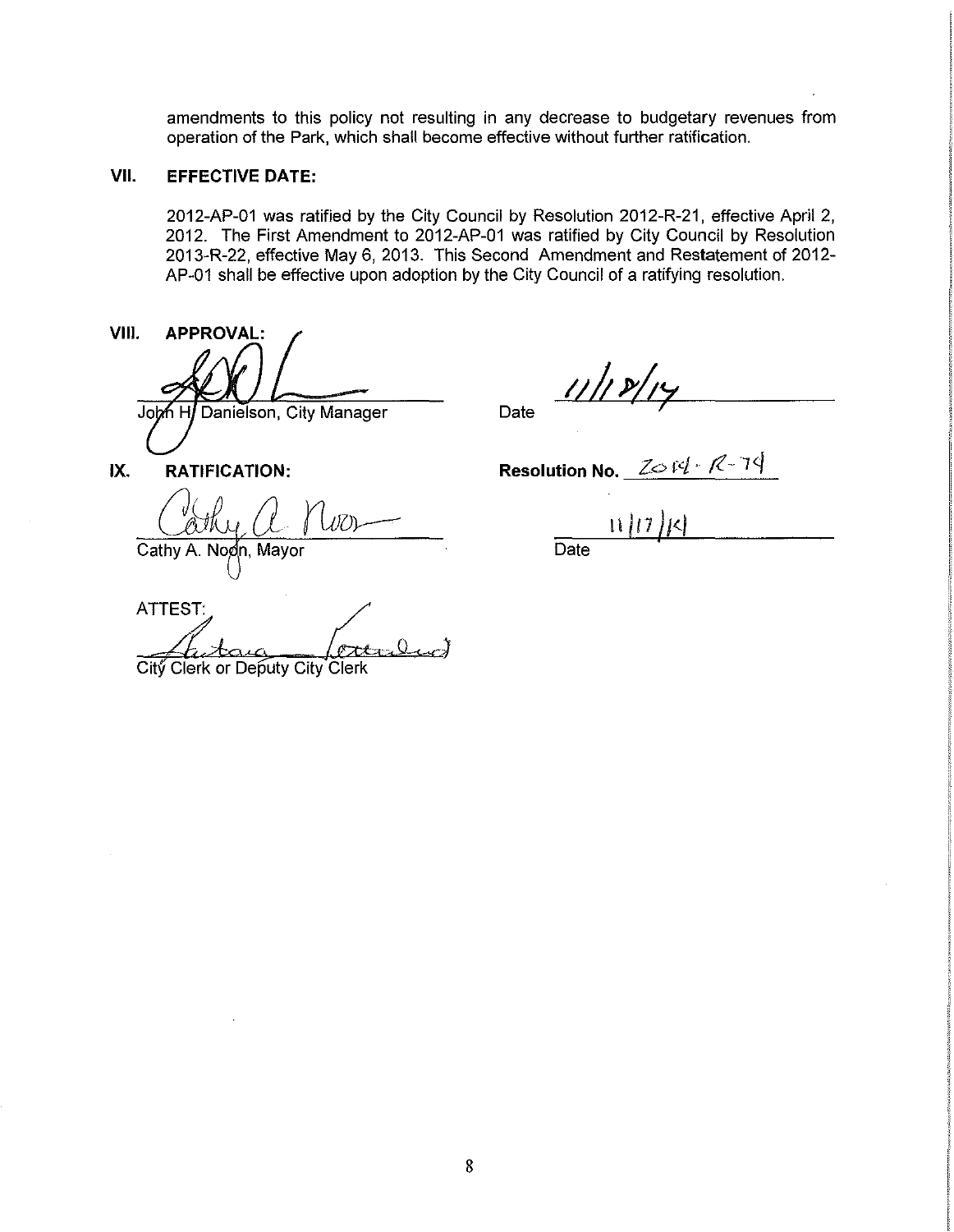amendments to this policy not resulting in any decrease to budgetary revenues from operation of the Park, which shall become effective without further ratification.

## VII. EFFECTIVE DATE:

2012-AP-01 was ratified by the City Council by Resolution 2012-R-21, effective April 2, 2012. The First Amendment to 2012-AP-01 was ratified by City Council by Resolution 2013-R-22, effective May 6, 2013. This Second Amendment and Restatement of 2012-AP-01 shall be effective upon adoption by the City Council of a ratifying resolution.

## VIII. APPROVAL:

John H. Danielson, City Manager

Date 11/18/14

## IX. RATIFICATION:

Cathy A. Noon, Mayor

Resolution No. 2014-R-79

Date 11/17/14

ATTEST:

City Clerk or Deputy City Clerk